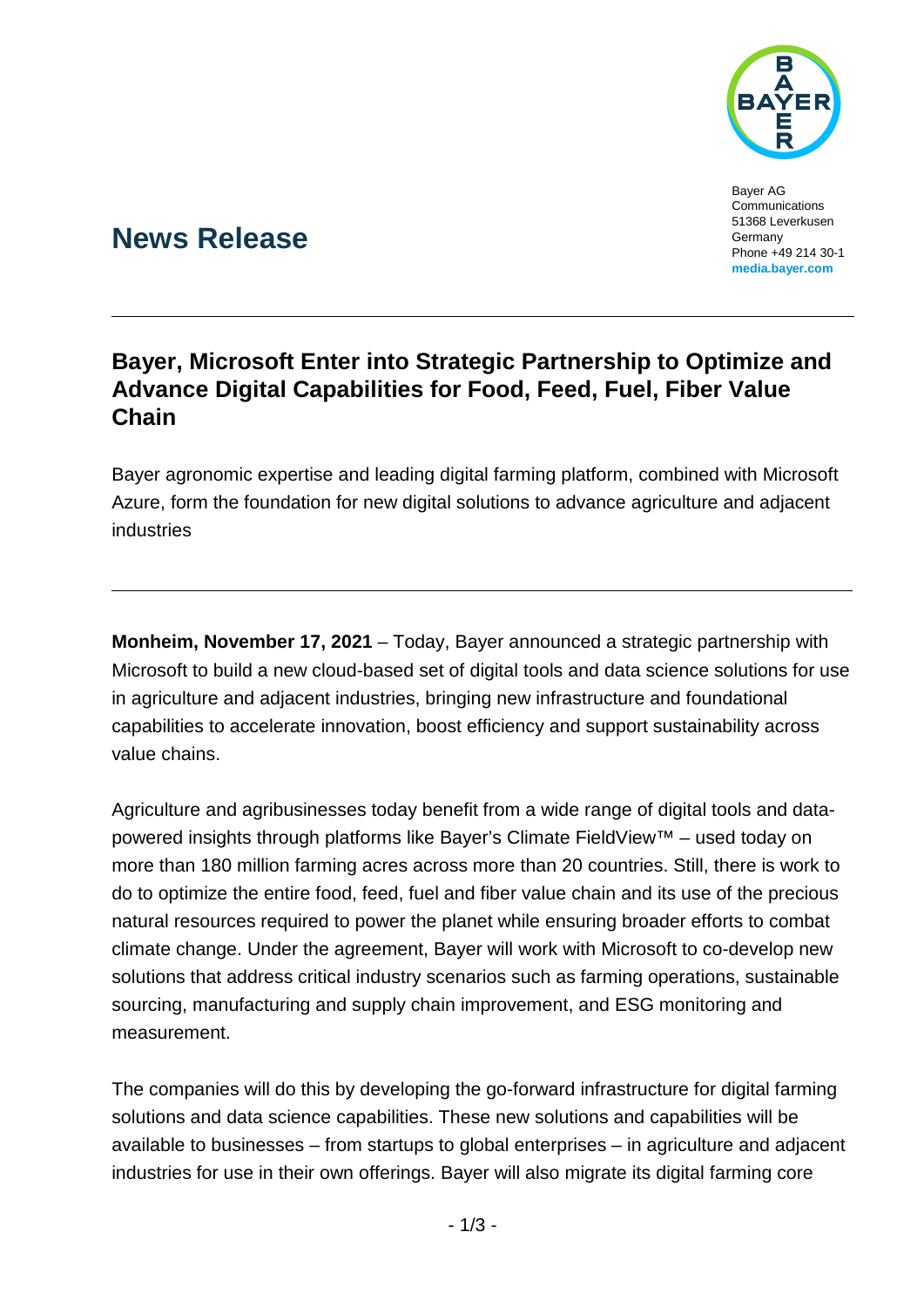Bayer AG
Communications
51368 Leverkusen
Germany
Phone +49 214 30-1
**media.bayer.com**

# News Release

## Bayer, Microsoft Enter into Strategic Partnership to Optimize and Advance Digital Capabilities for Food, Feed, Fuel, Fiber Value Chain

Bayer agronomic expertise and leading digital farming platform, combined with Microsoft Azure, form the foundation for new digital solutions to advance agriculture and adjacent industries

**Monheim, November 17, 2021** – Today, Bayer announced a strategic partnership with Microsoft to build a new cloud-based set of digital tools and data science solutions for use in agriculture and adjacent industries, bringing new infrastructure and foundational capabilities to accelerate innovation, boost efficiency and support sustainability across value chains.

Agriculture and agribusinesses today benefit from a wide range of digital tools and data-powered insights through platforms like Bayer's Climate FieldView™ – used today on more than 180 million farming acres across more than 20 countries. Still, there is work to do to optimize the entire food, feed, fuel and fiber value chain and its use of the precious natural resources required to power the planet while ensuring broader efforts to combat climate change. Under the agreement, Bayer will work with Microsoft to co-develop new solutions that address critical industry scenarios such as farming operations, sustainable sourcing, manufacturing and supply chain improvement, and ESG monitoring and measurement.

The companies will do this by developing the go-forward infrastructure for digital farming solutions and data science capabilities. These new solutions and capabilities will be available to businesses – from startups to global enterprises – in agriculture and adjacent industries for use in their own offerings. Bayer will also migrate its digital farming core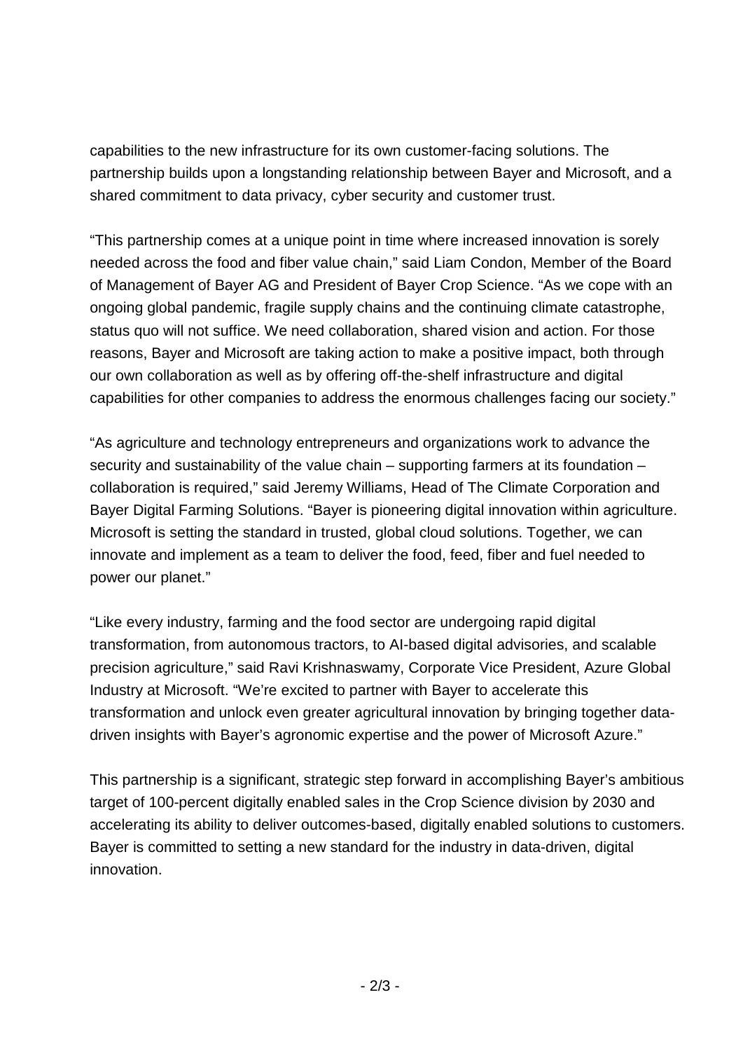capabilities to the new infrastructure for its own customer-facing solutions. The partnership builds upon a longstanding relationship between Bayer and Microsoft, and a shared commitment to data privacy, cyber security and customer trust.

"This partnership comes at a unique point in time where increased innovation is sorely needed across the food and fiber value chain," said Liam Condon, Member of the Board of Management of Bayer AG and President of Bayer Crop Science. "As we cope with an ongoing global pandemic, fragile supply chains and the continuing climate catastrophe, status quo will not suffice. We need collaboration, shared vision and action. For those reasons, Bayer and Microsoft are taking action to make a positive impact, both through our own collaboration as well as by offering off-the-shelf infrastructure and digital capabilities for other companies to address the enormous challenges facing our society."

"As agriculture and technology entrepreneurs and organizations work to advance the security and sustainability of the value chain – supporting farmers at its foundation – collaboration is required," said Jeremy Williams, Head of The Climate Corporation and Bayer Digital Farming Solutions. "Bayer is pioneering digital innovation within agriculture. Microsoft is setting the standard in trusted, global cloud solutions. Together, we can innovate and implement as a team to deliver the food, feed, fiber and fuel needed to power our planet."

"Like every industry, farming and the food sector are undergoing rapid digital transformation, from autonomous tractors, to AI-based digital advisories, and scalable precision agriculture," said Ravi Krishnaswamy, Corporate Vice President, Azure Global Industry at Microsoft. "We're excited to partner with Bayer to accelerate this transformation and unlock even greater agricultural innovation by bringing together data-driven insights with Bayer's agronomic expertise and the power of Microsoft Azure."

This partnership is a significant, strategic step forward in accomplishing Bayer's ambitious target of 100-percent digitally enabled sales in the Crop Science division by 2030 and accelerating its ability to deliver outcomes-based, digitally enabled solutions to customers. Bayer is committed to setting a new standard for the industry in data-driven, digital innovation.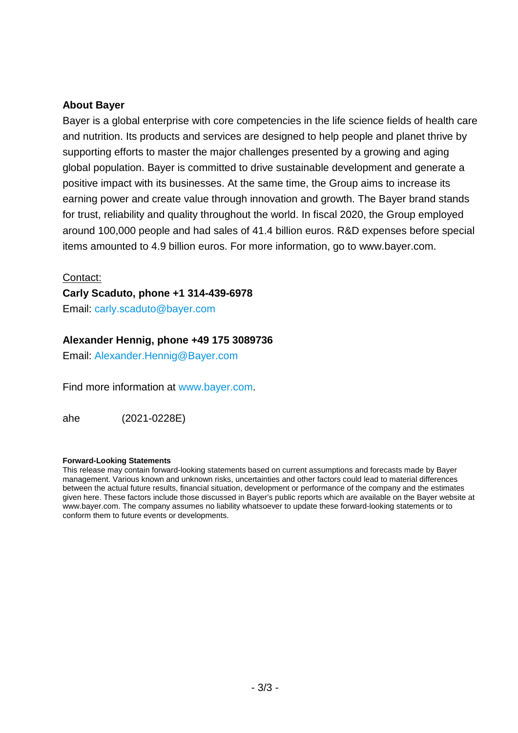**About Bayer**

Bayer is a global enterprise with core competencies in the life science fields of health care and nutrition. Its products and services are designed to help people and planet thrive by supporting efforts to master the major challenges presented by a growing and aging global population. Bayer is committed to drive sustainable development and generate a positive impact with its businesses. At the same time, the Group aims to increase its earning power and create value through innovation and growth. The Bayer brand stands for trust, reliability and quality throughout the world. In fiscal 2020, the Group employed around 100,000 people and had sales of 41.4 billion euros. R&D expenses before special items amounted to 4.9 billion euros. For more information, go to www.bayer.com.

Contact:

**Carly Scaduto, phone +1 314-439-6978**
Email: carly.scaduto@bayer.com

**Alexander Hennig, phone +49 175 3089736**
Email: Alexander.Hennig@Bayer.com

Find more information at www.bayer.com.

ahe (2021-0228E)

**Forward-Looking Statements**

This release may contain forward-looking statements based on current assumptions and forecasts made by Bayer management. Various known and unknown risks, uncertainties and other factors could lead to material differences between the actual future results, financial situation, development or performance of the company and the estimates given here. These factors include those discussed in Bayer's public reports which are available on the Bayer website at www.bayer.com. The company assumes no liability whatsoever to update these forward-looking statements or to conform them to future events or developments.